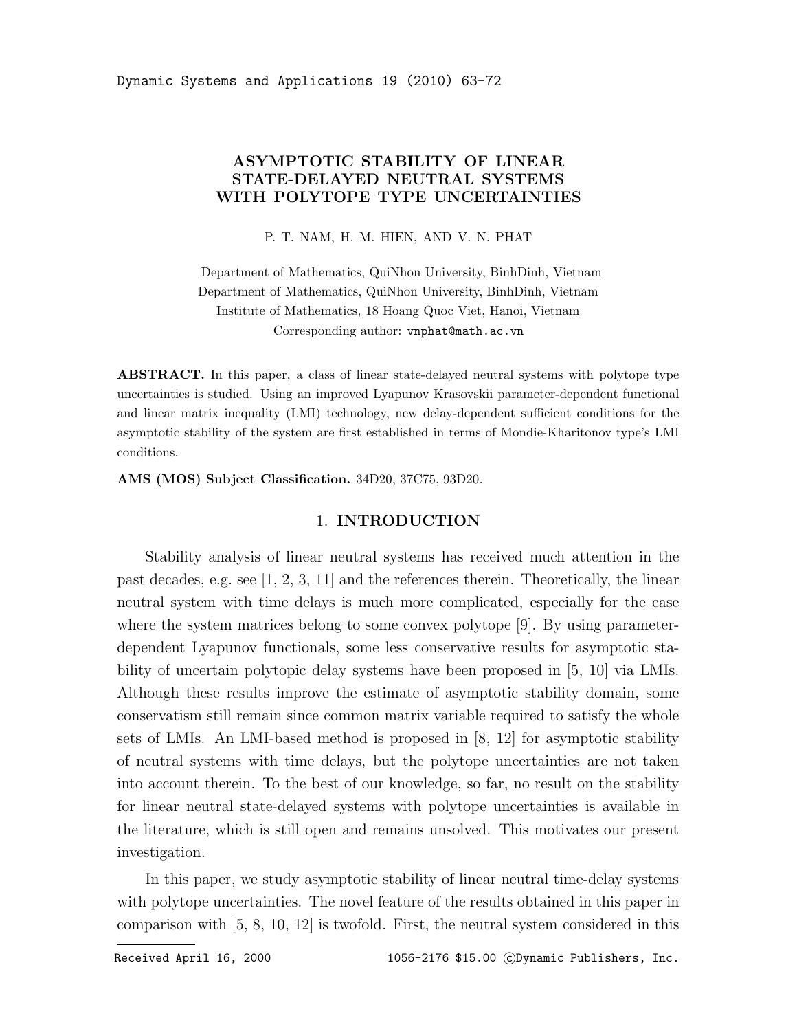# ASYMPTOTIC STABILITY OF LINEAR STATE-DELAYED NEUTRAL SYSTEMS WITH POLYTOPE TYPE UNCERTAINTIES

P. T. NAM, H. M. HIEN, AND V. N. PHAT

Department of Mathematics, QuiNhon University, BinhDinh, Vietnam
Department of Mathematics, QuiNhon University, BinhDinh, Vietnam
Institute of Mathematics, 18 Hoang Quoc Viet, Hanoi, Vietnam
Corresponding author: vnphat@math.ac.vn

**ABSTRACT.** In this paper, a class of linear state-delayed neutral systems with polytope type uncertainties is studied. Using an improved Lyapunov Krasovskii parameter-dependent functional and linear matrix inequality (LMI) technology, new delay-dependent sufficient conditions for the asymptotic stability of the system are first established in terms of Mondie-Kharitonov type's LMI conditions.

**AMS (MOS) Subject Classification.** 34D20, 37C75, 93D20.

## 1. INTRODUCTION

Stability analysis of linear neutral systems has received much attention in the past decades, e.g. see [1, 2, 3, 11] and the references therein. Theoretically, the linear neutral system with time delays is much more complicated, especially for the case where the system matrices belong to some convex polytope [9]. By using parameter-dependent Lyapunov functionals, some less conservative results for asymptotic stability of uncertain polytopic delay systems have been proposed in [5, 10] via LMIs. Although these results improve the estimate of asymptotic stability domain, some conservatism still remain since common matrix variable required to satisfy the whole sets of LMIs. An LMI-based method is proposed in [8, 12] for asymptotic stability of neutral systems with time delays, but the polytope uncertainties are not taken into account therein. To the best of our knowledge, so far, no result on the stability for linear neutral state-delayed systems with polytope uncertainties is available in the literature, which is still open and remains unsolved. This motivates our present investigation.

In this paper, we study asymptotic stability of linear neutral time-delay systems with polytope uncertainties. The novel feature of the results obtained in this paper in comparison with [5, 8, 10, 12] is twofold. First, the neutral system considered in this

Received April 16, 2000 1056-2176 \$15.00 ©Dynamic Publishers, Inc.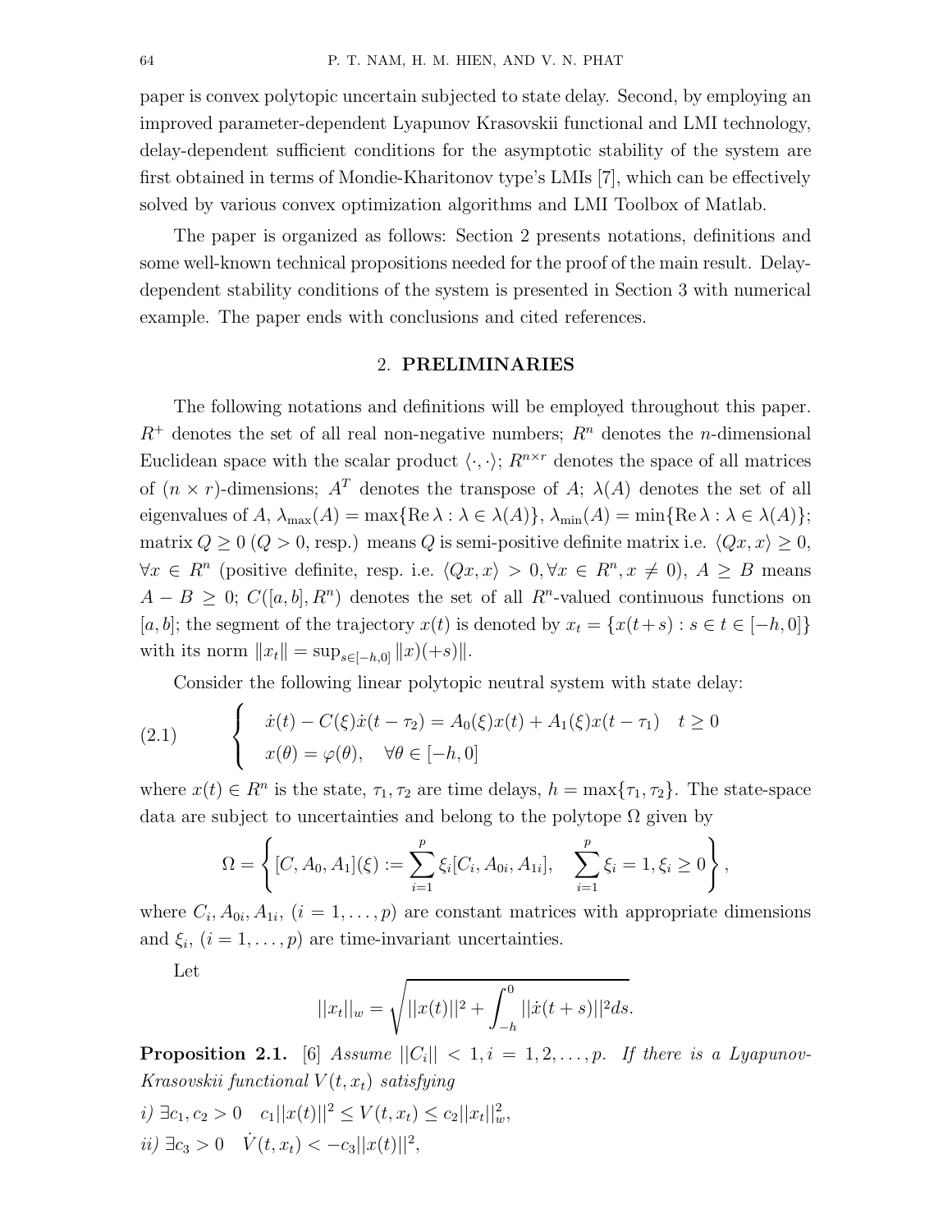paper is convex polytopic uncertain subjected to state delay. Second, by employing an improved parameter-dependent Lyapunov Krasovskii functional and LMI technology, delay-dependent sufficient conditions for the asymptotic stability of the system are first obtained in terms of Mondie-Kharitonov type's LMIs [7], which can be effectively solved by various convex optimization algorithms and LMI Toolbox of Matlab.

The paper is organized as follows: Section 2 presents notations, definitions and some well-known technical propositions needed for the proof of the main result. Delay-dependent stability conditions of the system is presented in Section 3 with numerical example. The paper ends with conclusions and cited references.

## 2. PRELIMINARIES

The following notations and definitions will be employed throughout this paper. $R^+$ denotes the set of all real non-negative numbers; $R^n$ denotes the $n$-dimensional Euclidean space with the scalar product $\langle \cdot, \cdot \rangle$; $R^{n\times r}$ denotes the space of all matrices of $(n \times r)$-dimensions; $A^T$ denotes the transpose of $A$; $\lambda(A)$ denotes the set of all eigenvalues of $A$, $\lambda_{\max}(A) = \max\{\mathrm{Re}\,\lambda : \lambda \in \lambda(A)\}$, $\lambda_{\min}(A) = \min\{\mathrm{Re}\,\lambda : \lambda \in \lambda(A)\}$; matrix $Q \geq 0$ ($Q > 0$, resp.) means $Q$ is semi-positive definite matrix i.e. $\langle Qx, x\rangle \geq 0$, $\forall x \in R^n$ (positive definite, resp. i.e. $\langle Qx, x\rangle > 0, \forall x \in R^n, x \neq 0$), $A \geq B$ means $A - B \geq 0$; $C([a, b], R^n)$ denotes the set of all $R^n$-valued continuous functions on $[a, b]$; the segment of the trajectory $x(t)$ is denoted by $x_t = \{x(t+s) : s \in t \in [-h, 0]\}$ with its norm $\|x_t\| = \sup_{s\in[-h,0]} \|x)(+s)\|$.

Consider the following linear polytopic neutral system with state delay:

$$
\begin{cases} \dot{x}(t) - C(\xi)\dot{x}(t-\tau_2) = A_0(\xi)x(t) + A_1(\xi)x(t-\tau_1) \quad t \geq 0 \\ x(\theta) = \varphi(\theta), \quad \forall \theta \in [-h, 0] \end{cases} \tag{2.1}
$$

where $x(t) \in R^n$ is the state, $\tau_1, \tau_2$ are time delays, $h = \max\{\tau_1, \tau_2\}$. The state-space data are subject to uncertainties and belong to the polytope $\Omega$ given by

$$
\Omega = \left\{ [C, A_0, A_1](\xi) := \sum_{i=1}^{p} \xi_i [C_i, A_{0i}, A_{1i}], \quad \sum_{i=1}^{p} \xi_i = 1, \xi_i \geq 0 \right\},
$$

where $C_i, A_{0i}, A_{1i}$, $(i = 1, \ldots, p)$ are constant matrices with appropriate dimensions and $\xi_i$, $(i = 1, \ldots, p)$ are time-invariant uncertainties.

Let

$$
||x_t||_w = \sqrt{||x(t)||^2 + \int_{-h}^{0} ||\dot{x}(t+s)||^2 ds.}
$$

**Proposition 2.1.** [6] *Assume $||C_i|| < 1, i = 1, 2, \ldots, p$. If there is a Lyapunov-Krasovskii functional $V(t, x_t)$ satisfying*

*i)* $\exists c_1, c_2 > 0 \quad c_1||x(t)||^2 \leq V(t, x_t) \leq c_2||x_t||_w^2,$

*ii)* $\exists c_3 > 0 \quad \dot{V}(t, x_t) < -c_3||x(t)||^2,$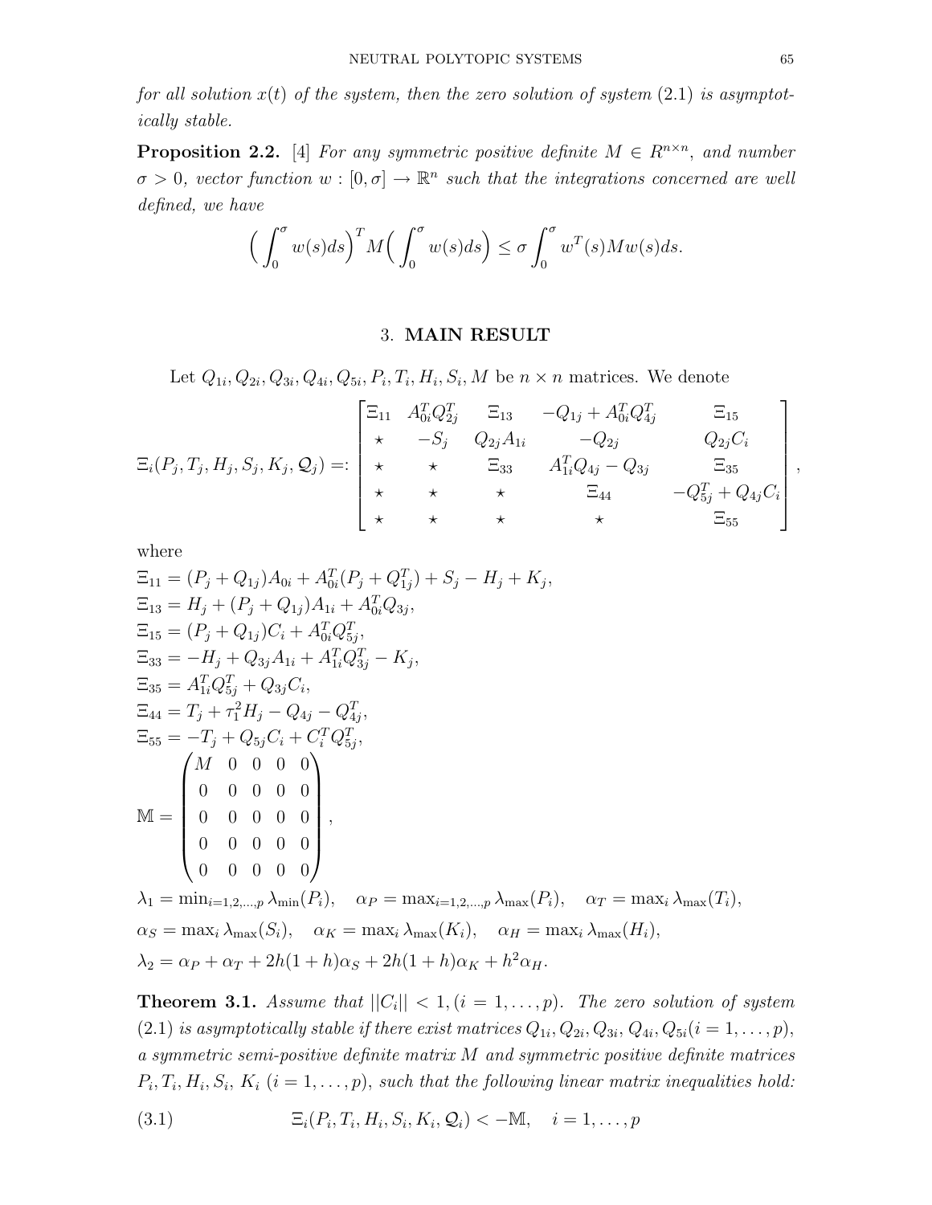*for all solution $x(t)$ of the system, then the zero solution of system (2.1) is asymptotically stable.*

**Proposition 2.2.** [4] *For any symmetric positive definite $M \in R^{n\times n}$, and number $\sigma > 0$, vector function $w : [0, \sigma] \to \mathbb{R}^n$ such that the integrations concerned are well defined, we have*

$$\Big(\int_0^\sigma w(s)ds\Big)^T M\Big(\int_0^\sigma w(s)ds\Big) \le \sigma \int_0^\sigma w^T(s)Mw(s)ds.$$

## 3. MAIN RESULT

Let $Q_{1i}, Q_{2i}, Q_{3i}, Q_{4i}, Q_{5i}, P_i, T_i, H_i, S_i, M$ be $n \times n$ matrices. We denote

$$\Xi_i(P_j, T_j, H_j, S_j, K_j, \mathcal{Q}_j) =: \begin{bmatrix} \Xi_{11} & A_{0i}^T Q_{2j}^T & \Xi_{13} & -Q_{1j} + A_{0i}^T Q_{4j}^T & \Xi_{15} \\ \star & -S_j & Q_{2j}A_{1i} & -Q_{2j} & Q_{2j}C_i \\ \star & \star & \Xi_{33} & A_{1i}^T Q_{4j} - Q_{3j} & \Xi_{35} \\ \star & \star & \star & \Xi_{44} & -Q_{5j}^T + Q_{4j}C_i \\ \star & \star & \star & \star & \Xi_{55} \end{bmatrix},$$

where

$\Xi_{11} = (P_j + Q_{1j})A_{0i} + A_{0i}^T(P_j + Q_{1j}^T) + S_j - H_j + K_j,$
$\Xi_{13} = H_j + (P_j + Q_{1j})A_{1i} + A_{0i}^T Q_{3j},$
$\Xi_{15} = (P_j + Q_{1j})C_i + A_{0i}^T Q_{5j}^T,$
$\Xi_{33} = -H_j + Q_{3j}A_{1i} + A_{1i}^T Q_{3j}^T - K_j,$
$\Xi_{35} = A_{1i}^T Q_{5j}^T + Q_{3j}C_i,$
$\Xi_{44} = T_j + \tau_1^2 H_j - Q_{4j} - Q_{4j}^T,$
$\Xi_{55} = -T_j + Q_{5j}C_i + C_i^T Q_{5j}^T,$

$$\mathbb{M} = \begin{pmatrix} M & 0 & 0 & 0 & 0 \\ 0 & 0 & 0 & 0 & 0 \\ 0 & 0 & 0 & 0 & 0 \\ 0 & 0 & 0 & 0 & 0 \\ 0 & 0 & 0 & 0 & 0 \end{pmatrix},$$

$\lambda_1 = \min_{i=1,2,\ldots,p} \lambda_{\min}(P_i), \quad \alpha_P = \max_{i=1,2,\ldots,p} \lambda_{\max}(P_i), \quad \alpha_T = \max_i \lambda_{\max}(T_i),$
$\alpha_S = \max_i \lambda_{\max}(S_i), \quad \alpha_K = \max_i \lambda_{\max}(K_i), \quad \alpha_H = \max_i \lambda_{\max}(H_i),$
$\lambda_2 = \alpha_P + \alpha_T + 2h(1+h)\alpha_S + 2h(1+h)\alpha_K + h^2\alpha_H.$

**Theorem 3.1.** *Assume that $||C_i|| < 1, (i = 1, \ldots, p)$. The zero solution of system (2.1) is asymptotically stable if there exist matrices $Q_{1i}, Q_{2i}, Q_{3i}, Q_{4i}, Q_{5i} (i = 1, \ldots, p)$, a symmetric semi-positive definite matrix $M$ and symmetric positive definite matrices $P_i, T_i, H_i, S_i, K_i$ $(i = 1, \ldots, p)$, such that the following linear matrix inequalities hold:*

$$\Xi_i(P_i, T_i, H_i, S_i, K_i, \mathcal{Q}_i) < -\mathbb{M}, \quad i = 1, \ldots, p \tag{3.1}$$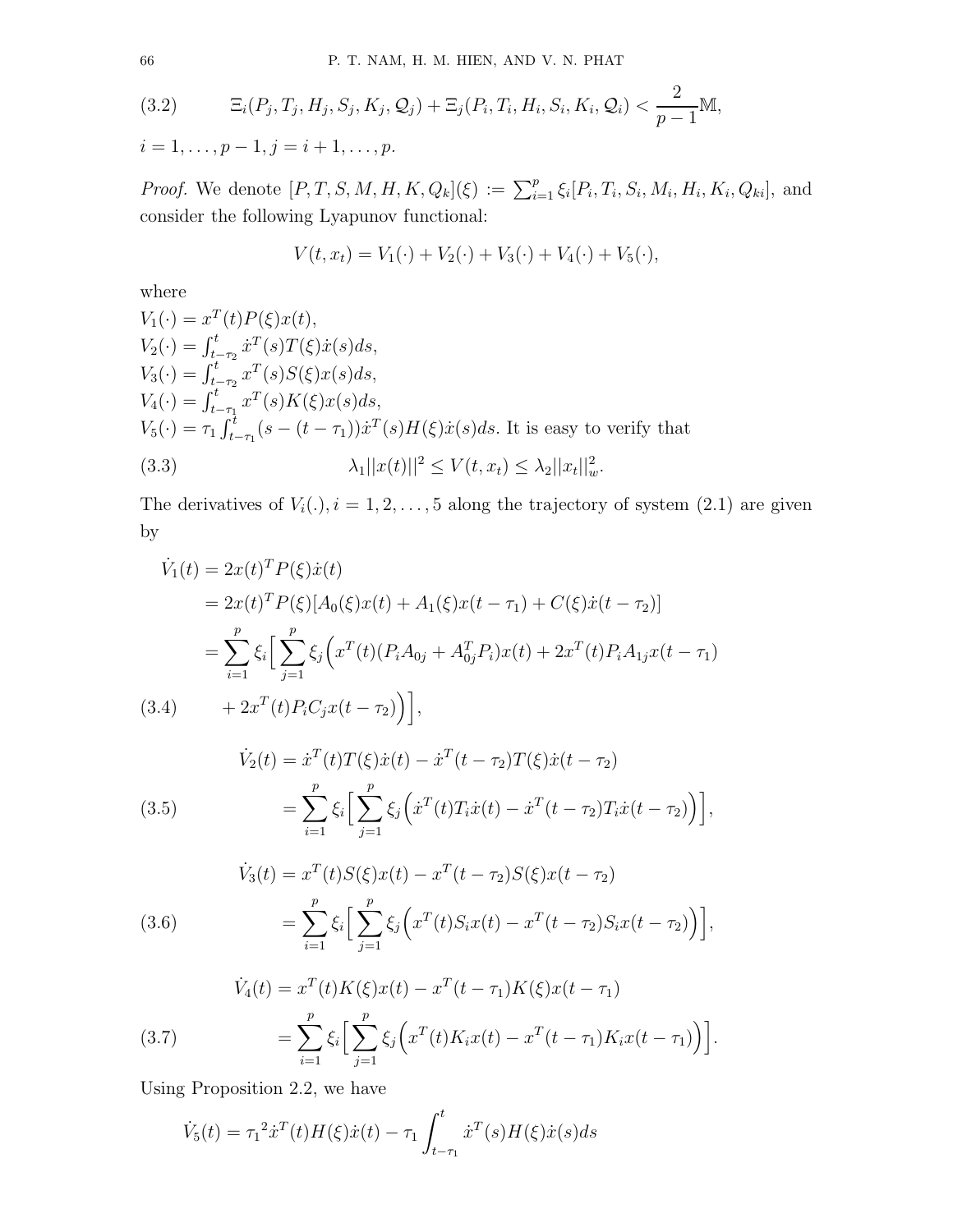$$\Xi_i(P_j, T_j, H_j, S_j, K_j, \mathcal{Q}_j) + \Xi_j(P_i, T_i, H_i, S_i, K_i, \mathcal{Q}_i) < \frac{2}{p-1}\mathbb{M}, \tag{3.2}$$

$i = 1, \ldots, p-1, j = i+1, \ldots, p.$

*Proof.* We denote $[P, T, S, M, H, K, Q_k](\xi) := \sum_{i=1}^{p} \xi_i [P_i, T_i, S_i, M_i, H_i, K_i, Q_{ki}]$, and consider the following Lyapunov functional:

$$V(t, x_t) = V_1(\cdot) + V_2(\cdot) + V_3(\cdot) + V_4(\cdot) + V_5(\cdot),$$

where

$V_1(\cdot) = x^T(t)P(\xi)x(t)$,
$V_2(\cdot) = \int_{t-\tau_2}^{t} \dot{x}^T(s)T(\xi)\dot{x}(s)ds$,
$V_3(\cdot) = \int_{t-\tau_2}^{t} x^T(s)S(\xi)x(s)ds$,
$V_4(\cdot) = \int_{t-\tau_1}^{t} x^T(s)K(\xi)x(s)ds$,
$V_5(\cdot) = \tau_1 \int_{t-\tau_1}^{t} (s-(t-\tau_1))\dot{x}^T(s)H(\xi)\dot{x}(s)ds$. It is easy to verify that

$$\lambda_1 ||x(t)||^2 \leq V(t, x_t) \leq \lambda_2 ||x_t||_w^2. \tag{3.3}$$

The derivatives of $V_i(.), i = 1, 2, \ldots, 5$ along the trajectory of system (2.1) are given by

$$\begin{aligned}
\dot{V}_1(t) &= 2x(t)^T P(\xi)\dot{x}(t) \\
&= 2x(t)^T P(\xi)[A_0(\xi)x(t) + A_1(\xi)x(t-\tau_1) + C(\xi)\dot{x}(t-\tau_2)] \\
&= \sum_{i=1}^{p} \xi_i \Big[ \sum_{j=1}^{p} \xi_j \Big( x^T(t)(P_i A_{0j} + A_{0j}^T P_i)x(t) + 2x^T(t)P_i A_{1j} x(t-\tau_1) \\
&\quad + 2x^T(t)P_i C_j x(t-\tau_2) \Big) \Big],
\end{aligned} \tag{3.4}$$

$$\begin{aligned}
\dot{V}_2(t) &= \dot{x}^T(t)T(\xi)\dot{x}(t) - \dot{x}^T(t-\tau_2)T(\xi)\dot{x}(t-\tau_2) \\
&= \sum_{i=1}^{p} \xi_i \Big[ \sum_{j=1}^{p} \xi_j \Big( \dot{x}^T(t)T_i\dot{x}(t) - \dot{x}^T(t-\tau_2)T_i\dot{x}(t-\tau_2) \Big) \Big],
\end{aligned} \tag{3.5}$$

$$\begin{aligned}
\dot{V}_3(t) &= x^T(t)S(\xi)x(t) - x^T(t-\tau_2)S(\xi)x(t-\tau_2) \\
&= \sum_{i=1}^{p} \xi_i \Big[ \sum_{j=1}^{p} \xi_j \Big( x^T(t)S_i x(t) - x^T(t-\tau_2)S_i x(t-\tau_2) \Big) \Big],
\end{aligned} \tag{3.6}$$

$$\begin{aligned}
\dot{V}_4(t) &= x^T(t)K(\xi)x(t) - x^T(t-\tau_1)K(\xi)x(t-\tau_1) \\
&= \sum_{i=1}^{p} \xi_i \Big[ \sum_{j=1}^{p} \xi_j \Big( x^T(t)K_i x(t) - x^T(t-\tau_1)K_i x(t-\tau_1) \Big) \Big].
\end{aligned} \tag{3.7}$$

Using Proposition 2.2, we have

$$\dot{V}_5(t) = {\tau_1}^2 \dot{x}^T(t)H(\xi)\dot{x}(t) - \tau_1 \int_{t-\tau_1}^{t} \dot{x}^T(s)H(\xi)\dot{x}(s)ds$$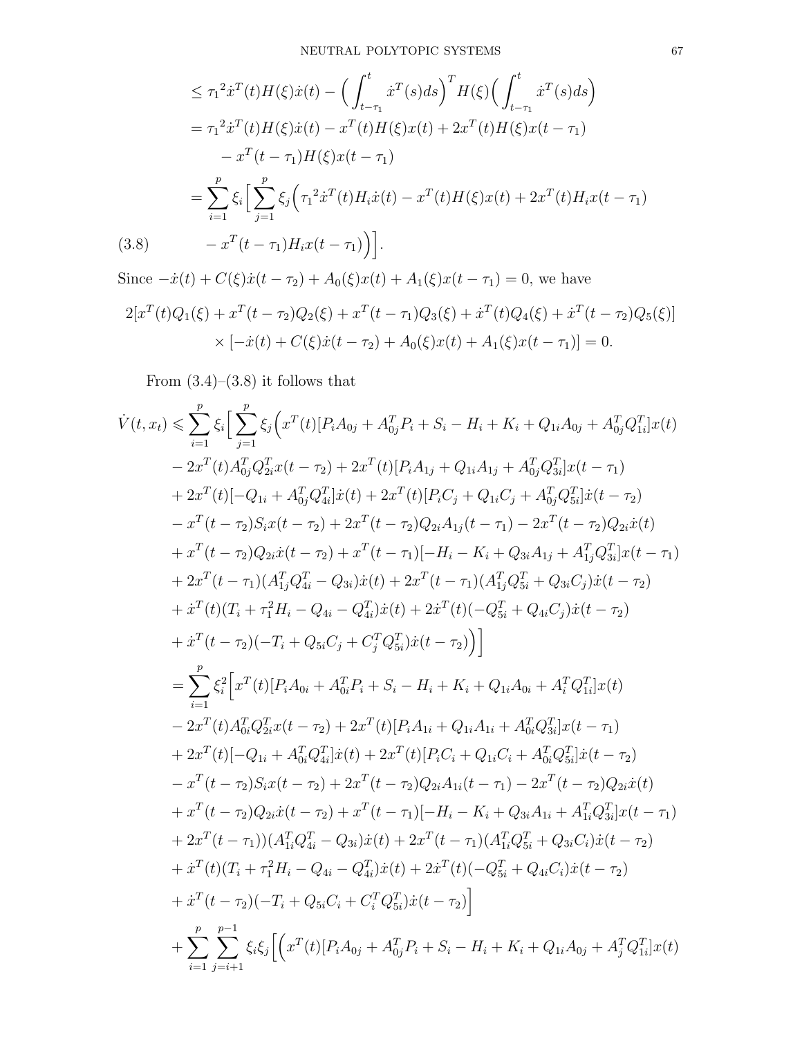$$
\begin{aligned}
&\leq {\tau_1}^2 \dot{x}^T(t) H(\xi) \dot{x}(t) - \Big( \int_{t-\tau_1}^{t} \dot{x}^T(s) ds \Big)^T H(\xi) \Big( \int_{t-\tau_1}^{t} \dot{x}^T(s) ds \Big) \\
&= {\tau_1}^2 \dot{x}^T(t) H(\xi) \dot{x}(t) - x^T(t) H(\xi) x(t) + 2x^T(t) H(\xi) x(t-\tau_1) \\
&\quad - x^T(t-\tau_1) H(\xi) x(t-\tau_1) \\
&= \sum_{i=1}^{p} \xi_i \Big[ \sum_{j=1}^{p} \xi_j \Big( {\tau_1}^2 \dot{x}^T(t) H_i \dot{x}(t) - x^T(t) H(\xi) x(t) + 2x^T(t) H_i x(t-\tau_1) \\
&\quad - x^T(t-\tau_1) H_i x(t-\tau_1) \Big) \Big].
\end{aligned} \tag{3.8}
$$

Since $-\dot{x}(t) + C(\xi)\dot{x}(t-\tau_2) + A_0(\xi)x(t) + A_1(\xi)x(t-\tau_1) = 0$, we have

$$
\begin{aligned}
&2[x^T(t)Q_1(\xi) + x^T(t-\tau_2)Q_2(\xi) + x^T(t-\tau_1)Q_3(\xi) + \dot{x}^T(t)Q_4(\xi) + \dot{x}^T(t-\tau_2)Q_5(\xi)] \\
&\qquad \times [-\dot{x}(t) + C(\xi)\dot{x}(t-\tau_2) + A_0(\xi)x(t) + A_1(\xi)x(t-\tau_1)] = 0.
\end{aligned}
$$

From (3.4)–(3.8) it follows that

$$
\begin{aligned}
\dot{V}(t, x_t) \leqslant &\sum_{i=1}^{p} \xi_i \Big[ \sum_{j=1}^{p} \xi_j \Big( x^T(t)[P_i A_{0j} + A_{0j}^T P_i + S_i - H_i + K_i + Q_{1i} A_{0j} + A_{0j}^T Q_{1i}^T] x(t) \\
&- 2x^T(t) A_{0j}^T Q_{2i}^T x(t-\tau_2) + 2x^T(t)[P_i A_{1j} + Q_{1i} A_{1j} + A_{0j}^T Q_{3i}^T] x(t-\tau_1) \\
&+ 2x^T(t)[-Q_{1i} + A_{0j}^T Q_{4i}^T]\dot{x}(t) + 2x^T(t)[P_i C_j + Q_{1i} C_j + A_{0j}^T Q_{5i}^T]\dot{x}(t-\tau_2) \\
&- x^T(t-\tau_2) S_i x(t-\tau_2) + 2x^T(t-\tau_2) Q_{2i} A_{1j}(t-\tau_1) - 2x^T(t-\tau_2) Q_{2i}\dot{x}(t) \\
&+ x^T(t-\tau_2) Q_{2i}\dot{x}(t-\tau_2) + x^T(t-\tau_1)[-H_i - K_i + Q_{3i} A_{1j} + A_{1j}^T Q_{3i}^T] x(t-\tau_1) \\
&+ 2x^T(t-\tau_1)(A_{1j}^T Q_{4i}^T - Q_{3i})\dot{x}(t) + 2x^T(t-\tau_1)(A_{1j}^T Q_{5i}^T + Q_{3i} C_j)\dot{x}(t-\tau_2) \\
&+ \dot{x}^T(t)(T_i + \tau_1^2 H_i - Q_{4i} - Q_{4i}^T)\dot{x}(t) + 2\dot{x}^T(t)(-Q_{5i}^T + Q_{4i} C_j)\dot{x}(t-\tau_2) \\
&+ \dot{x}^T(t-\tau_2)(-T_i + Q_{5i} C_j + C_j^T Q_{5i}^T)\dot{x}(t-\tau_2) \Big) \Big] \\
= &\sum_{i=1}^{p} \xi_i^2 \Big[ x^T(t)[P_i A_{0i} + A_{0i}^T P_i + S_i - H_i + K_i + Q_{1i} A_{0i} + A_i^T Q_{1i}^T] x(t) \\
&- 2x^T(t) A_{0i}^T Q_{2i}^T x(t-\tau_2) + 2x^T(t)[P_i A_{1i} + Q_{1i} A_{1i} + A_{0i}^T Q_{3i}^T] x(t-\tau_1) \\
&+ 2x^T(t)[-Q_{1i} + A_{0i}^T Q_{4i}^T]\dot{x}(t) + 2x^T(t)[P_i C_i + Q_{1i} C_i + A_{0i}^T Q_{5i}^T]\dot{x}(t-\tau_2) \\
&- x^T(t-\tau_2) S_i x(t-\tau_2) + 2x^T(t-\tau_2) Q_{2i} A_{1i}(t-\tau_1) - 2x^T(t-\tau_2) Q_{2i}\dot{x}(t) \\
&+ x^T(t-\tau_2) Q_{2i}\dot{x}(t-\tau_2) + x^T(t-\tau_1)[-H_i - K_i + Q_{3i} A_{1i} + A_{1i}^T Q_{3i}^T] x(t-\tau_1) \\
&+ 2x^T(t-\tau_1))(A_{1i}^T Q_{4i}^T - Q_{3i})\dot{x}(t) + 2x^T(t-\tau_1)(A_{1i}^T Q_{5i}^T + Q_{3i} C_i)\dot{x}(t-\tau_2) \\
&+ \dot{x}^T(t)(T_i + \tau_1^2 H_i - Q_{4i} - Q_{4i}^T)\dot{x}(t) + 2\dot{x}^T(t)(-Q_{5i}^T + Q_{4i} C_i)\dot{x}(t-\tau_2) \\
&+ \dot{x}^T(t-\tau_2)(-T_i + Q_{5i} C_i + C_i^T Q_{5i}^T)\dot{x}(t-\tau_2) \Big] \\
&+ \sum_{i=1}^{p} \sum_{j=i+1}^{p-1} \xi_i \xi_j \Big[ \Big( x^T(t)[P_i A_{0j} + A_{0j}^T P_i + S_i - H_i + K_i + Q_{1i} A_{0j} + A_j^T Q_{1i}^T] x(t)
\end{aligned}
$$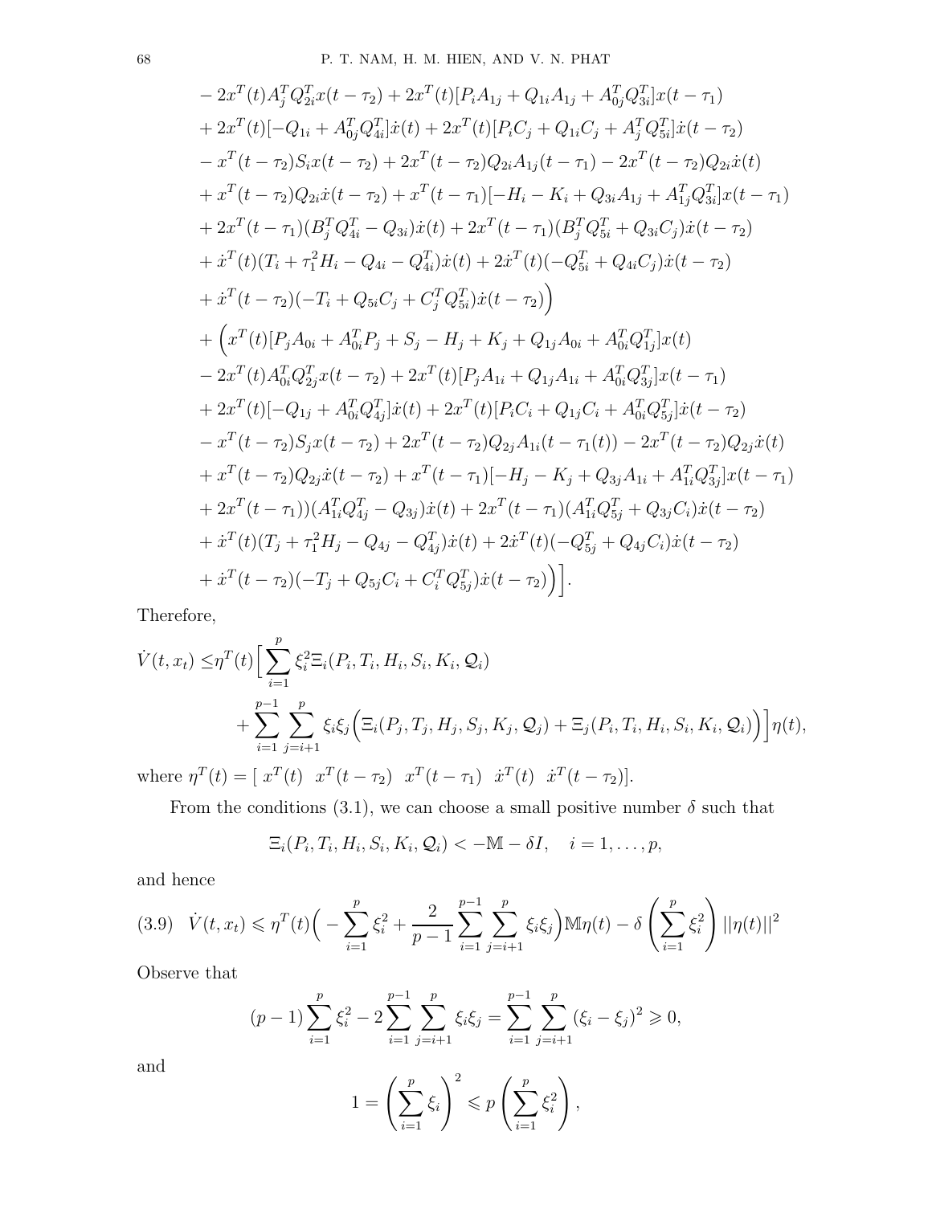$$
\begin{aligned}
&- 2x^T(t)A_j^TQ_{2i}^Tx(t-\tau_2) + 2x^T(t)[P_iA_{1j} + Q_{1i}A_{1j} + A_{0j}^TQ_{3i}^T]x(t-\tau_1)\\
&+ 2x^T(t)[-Q_{1i} + A_{0j}^TQ_{4i}^T]\dot{x}(t) + 2x^T(t)[P_iC_j + Q_{1i}C_j + A_j^TQ_{5i}^T]\dot{x}(t-\tau_2)\\
&- x^T(t-\tau_2)S_ix(t-\tau_2) + 2x^T(t-\tau_2)Q_{2i}A_{1j}(t-\tau_1) - 2x^T(t-\tau_2)Q_{2i}\dot{x}(t)\\
&+ x^T(t-\tau_2)Q_{2i}\dot{x}(t-\tau_2) + x^T(t-\tau_1)[-H_i - K_i + Q_{3i}A_{1j} + A_{1j}^TQ_{3i}^T]x(t-\tau_1)\\
&+ 2x^T(t-\tau_1)(B_j^TQ_{4i}^T - Q_{3i})\dot{x}(t) + 2x^T(t-\tau_1)(B_j^TQ_{5i}^T + Q_{3i}C_j)\dot{x}(t-\tau_2)\\
&+ \dot{x}^T(t)(T_i + \tau_1^2H_i - Q_{4i} - Q_{4i}^T)\dot{x}(t) + 2\dot{x}^T(t)(-Q_{5i}^T + Q_{4i}C_j)\dot{x}(t-\tau_2)\\
&+ \dot{x}^T(t-\tau_2)(-T_i + Q_{5i}C_j + C_j^TQ_{5i}^T)\dot{x}(t-\tau_2)\Big)\\
&+ \Big(x^T(t)[P_jA_{0i} + A_{0i}^TP_j + S_j - H_j + K_j + Q_{1j}A_{0i} + A_{0i}^TQ_{1j}^T]x(t)\\
&- 2x^T(t)A_{0i}^TQ_{2j}^Tx(t-\tau_2) + 2x^T(t)[P_jA_{1i} + Q_{1j}A_{1i} + A_{0i}^TQ_{3j}^T]x(t-\tau_1)\\
&+ 2x^T(t)[-Q_{1j} + A_{0i}^TQ_{4j}^T]\dot{x}(t) + 2x^T(t)[P_iC_i + Q_{1j}C_i + A_{0i}^TQ_{5j}^T]\dot{x}(t-\tau_2)\\
&- x^T(t-\tau_2)S_jx(t-\tau_2) + 2x^T(t-\tau_2)Q_{2j}A_{1i}(t-\tau_1(t)) - 2x^T(t-\tau_2)Q_{2j}\dot{x}(t)\\
&+ x^T(t-\tau_2)Q_{2j}\dot{x}(t-\tau_2) + x^T(t-\tau_1)[-H_j - K_j + Q_{3j}A_{1i} + A_{1i}^TQ_{3j}^T]x(t-\tau_1)\\
&+ 2x^T(t-\tau_1))(A_{1i}^TQ_{4j}^T - Q_{3j})\dot{x}(t) + 2x^T(t-\tau_1)(A_{1i}^TQ_{5j}^T + Q_{3j}C_i)\dot{x}(t-\tau_2)\\
&+ \dot{x}^T(t)(T_j + \tau_1^2H_j - Q_{4j} - Q_{4j}^T)\dot{x}(t) + 2\dot{x}^T(t)(-Q_{5j}^T + Q_{4j}C_i)\dot{x}(t-\tau_2)\\
&+ \dot{x}^T(t-\tau_2)(-T_j + Q_{5j}C_i + C_i^TQ_{5j}^T)\dot{x}(t-\tau_2)\Big)\Big].
\end{aligned}
$$

Therefore,

$$
\begin{aligned}
\dot{V}(t,x_t) \leq &\eta^T(t)\Big[\sum_{i=1}^{p}\xi_i^2\Xi_i(P_i,T_i,H_i,S_i,K_i,\mathcal{Q}_i)\\
&+\sum_{i=1}^{p-1}\sum_{j=i+1}^{p}\xi_i\xi_j\Big(\Xi_i(P_j,T_j,H_j,S_j,K_j,\mathcal{Q}_j) + \Xi_j(P_i,T_i,H_i,S_i,K_i,\mathcal{Q}_i)\Big)\Big]\eta(t),
\end{aligned}
$$

where $\eta^T(t) = [\ x^T(t) \ \ x^T(t-\tau_2) \ \ x^T(t-\tau_1) \ \ \dot{x}^T(t) \ \ \dot{x}^T(t-\tau_2)]$.

From the conditions (3.1), we can choose a small positive number $\delta$ such that

$$
\Xi_i(P_i,T_i,H_i,S_i,K_i,\mathcal{Q}_i) < -\mathbb{M} - \delta I, \quad i = 1,\ldots,p,
$$

and hence

$$
(3.9)\quad \dot{V}(t,x_t) \leqslant \eta^T(t)\Big(-\sum_{i=1}^{p}\xi_i^2 + \frac{2}{p-1}\sum_{i=1}^{p-1}\sum_{j=i+1}^{p}\xi_i\xi_j\Big)\mathbb{M}\eta(t) - \delta\left(\sum_{i=1}^{p}\xi_i^2\right)||\eta(t)||^2
$$

Observe that

$$
(p-1)\sum_{i=1}^{p}\xi_i^2 - 2\sum_{i=1}^{p-1}\sum_{j=i+1}^{p}\xi_i\xi_j = \sum_{i=1}^{p-1}\sum_{j=i+1}^{p}(\xi_i-\xi_j)^2 \geqslant 0,
$$

and

$$
1 = \left(\sum_{i=1}^{p}\xi_i\right)^2 \leqslant p\left(\sum_{i=1}^{p}\xi_i^2\right),
$$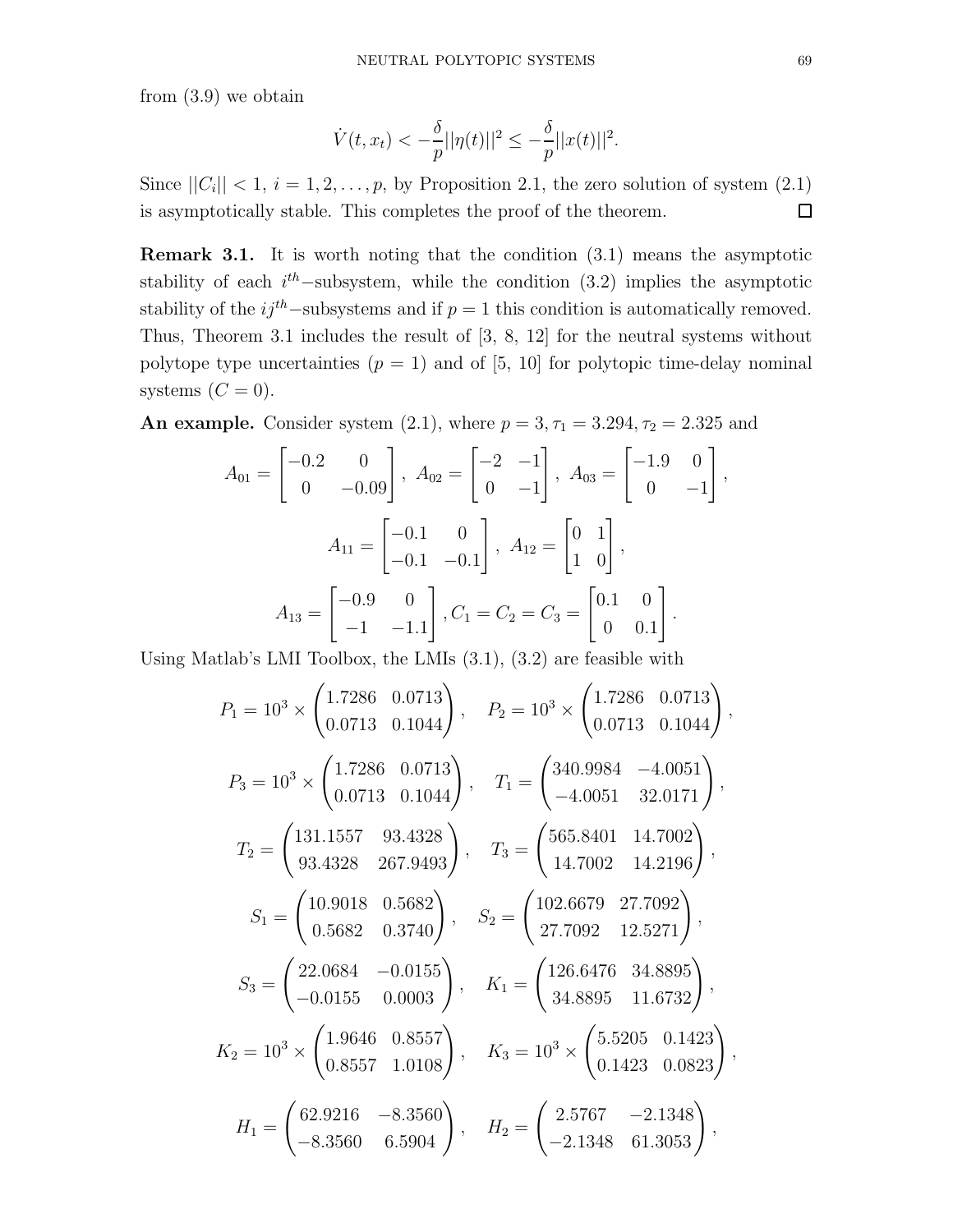from (3.9) we obtain

$$\dot{V}(t, x_t) < -\frac{\delta}{p}||\eta(t)||^2 \leq -\frac{\delta}{p}||x(t)||^2.$$

Since $||C_i|| < 1,\ i = 1, 2, \dots, p$, by Proposition 2.1, the zero solution of system (2.1) is asymptotically stable. This completes the proof of the theorem. $\square$

**Remark 3.1.** It is worth noting that the condition (3.1) means the asymptotic stability of each $i^{th}-$subsystem, while the condition (3.2) implies the asymptotic stability of the $ij^{th}-$subsystems and if $p = 1$ this condition is automatically removed. Thus, Theorem 3.1 includes the result of [3, 8, 12] for the neutral systems without polytope type uncertainties ($p = 1$) and of [5, 10] for polytopic time-delay nominal systems ($C = 0$).

**An example.** Consider system (2.1), where $p = 3, \tau_1 = 3.294, \tau_2 = 2.325$ and

$$A_{01} = \begin{bmatrix} -0.2 & 0 \\ 0 & -0.09 \end{bmatrix},\ A_{02} = \begin{bmatrix} -2 & -1 \\ 0 & -1 \end{bmatrix},\ A_{03} = \begin{bmatrix} -1.9 & 0 \\ 0 & -1 \end{bmatrix},$$

$$A_{11} = \begin{bmatrix} -0.1 & 0 \\ -0.1 & -0.1 \end{bmatrix},\ A_{12} = \begin{bmatrix} 0 & 1 \\ 1 & 0 \end{bmatrix},$$

$$A_{13} = \begin{bmatrix} -0.9 & 0 \\ -1 & -1.1 \end{bmatrix}, C_1 = C_2 = C_3 = \begin{bmatrix} 0.1 & 0 \\ 0 & 0.1 \end{bmatrix}.$$

Using Matlab's LMI Toolbox, the LMIs (3.1), (3.2) are feasible with

$$P_1 = 10^3 \times \begin{pmatrix} 1.7286 & 0.0713 \\ 0.0713 & 0.1044 \end{pmatrix}, \quad P_2 = 10^3 \times \begin{pmatrix} 1.7286 & 0.0713 \\ 0.0713 & 0.1044 \end{pmatrix},$$

$$P_3 = 10^3 \times \begin{pmatrix} 1.7286 & 0.0713 \\ 0.0713 & 0.1044 \end{pmatrix}, \quad T_1 = \begin{pmatrix} 340.9984 & -4.0051 \\ -4.0051 & 32.0171 \end{pmatrix},$$

$$T_2 = \begin{pmatrix} 131.1557 & 93.4328 \\ 93.4328 & 267.9493 \end{pmatrix}, \quad T_3 = \begin{pmatrix} 565.8401 & 14.7002 \\ 14.7002 & 14.2196 \end{pmatrix},$$

$$S_1 = \begin{pmatrix} 10.9018 & 0.5682 \\ 0.5682 & 0.3740 \end{pmatrix}, \quad S_2 = \begin{pmatrix} 102.6679 & 27.7092 \\ 27.7092 & 12.5271 \end{pmatrix},$$

$$S_3 = \begin{pmatrix} 22.0684 & -0.0155 \\ -0.0155 & 0.0003 \end{pmatrix}, \quad K_1 = \begin{pmatrix} 126.6476 & 34.8895 \\ 34.8895 & 11.6732 \end{pmatrix},$$

$$K_2 = 10^3 \times \begin{pmatrix} 1.9646 & 0.8557 \\ 0.8557 & 1.0108 \end{pmatrix}, \quad K_3 = 10^3 \times \begin{pmatrix} 5.5205 & 0.1423 \\ 0.1423 & 0.0823 \end{pmatrix},$$

$$H_1 = \begin{pmatrix} 62.9216 & -8.3560 \\ -8.3560 & 6.5904 \end{pmatrix}, \quad H_2 = \begin{pmatrix} 2.5767 & -2.1348 \\ -2.1348 & 61.3053 \end{pmatrix},$$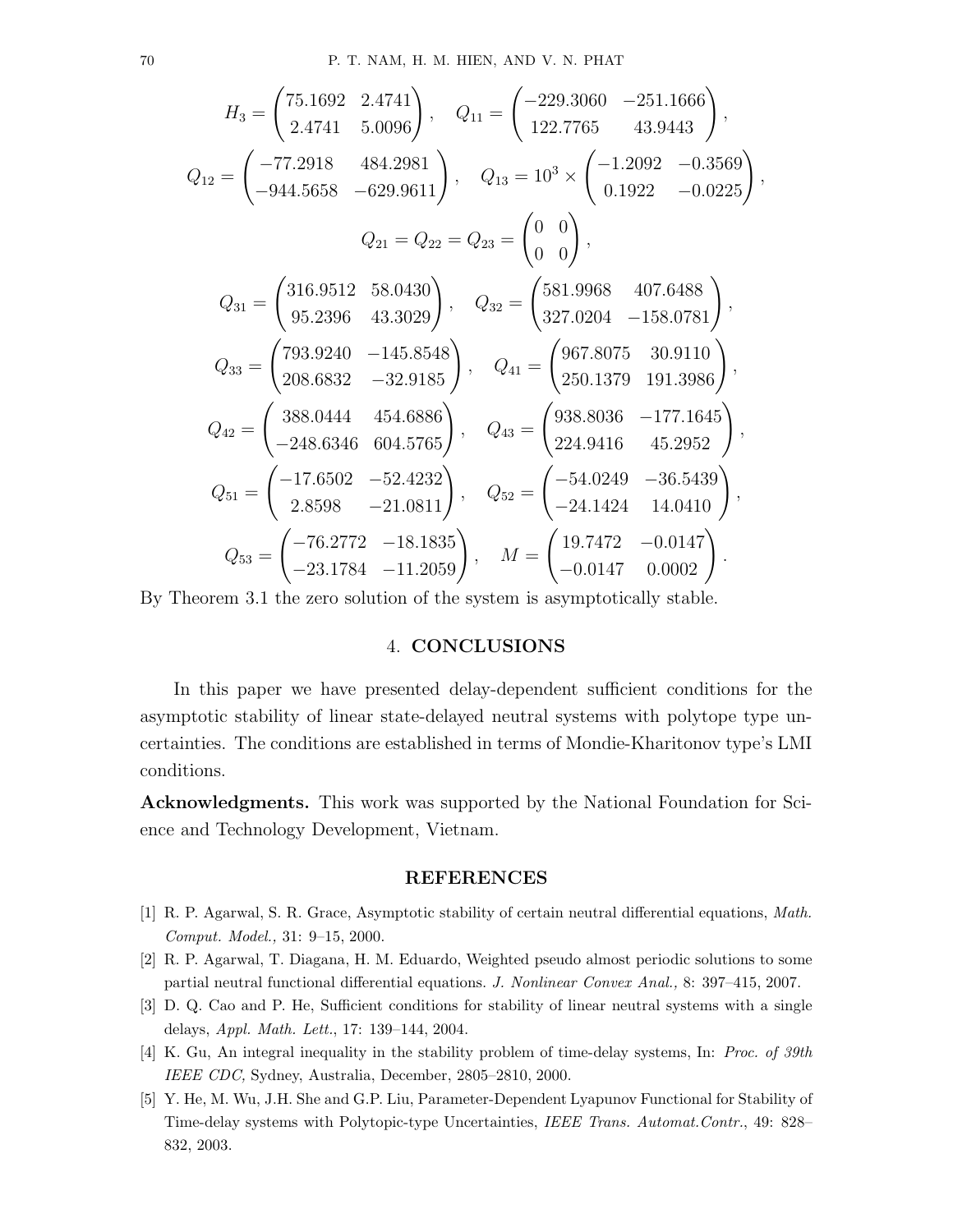$$H_3 = \begin{pmatrix} 75.1692 & 2.4741 \\ 2.4741 & 5.0096 \end{pmatrix}, \quad Q_{11} = \begin{pmatrix} -229.3060 & -251.1666 \\ 122.7765 & 43.9443 \end{pmatrix},$$

$$Q_{12} = \begin{pmatrix} -77.2918 & 484.2981 \\ -944.5658 & -629.9611 \end{pmatrix}, \quad Q_{13} = 10^3 \times \begin{pmatrix} -1.2092 & -0.3569 \\ 0.1922 & -0.0225 \end{pmatrix},$$

$$Q_{21} = Q_{22} = Q_{23} = \begin{pmatrix} 0 & 0 \\ 0 & 0 \end{pmatrix},$$

$$Q_{31} = \begin{pmatrix} 316.9512 & 58.0430 \\ 95.2396 & 43.3029 \end{pmatrix}, \quad Q_{32} = \begin{pmatrix} 581.9968 & 407.6488 \\ 327.0204 & -158.0781 \end{pmatrix},$$

$$Q_{33} = \begin{pmatrix} 793.9240 & -145.8548 \\ 208.6832 & -32.9185 \end{pmatrix}, \quad Q_{41} = \begin{pmatrix} 967.8075 & 30.9110 \\ 250.1379 & 191.3986 \end{pmatrix},$$

$$Q_{42} = \begin{pmatrix} 388.0444 & 454.6886 \\ -248.6346 & 604.5765 \end{pmatrix}, \quad Q_{43} = \begin{pmatrix} 938.8036 & -177.1645 \\ 224.9416 & 45.2952 \end{pmatrix},$$

$$Q_{51} = \begin{pmatrix} -17.6502 & -52.4232 \\ 2.8598 & -21.0811 \end{pmatrix}, \quad Q_{52} = \begin{pmatrix} -54.0249 & -36.5439 \\ -24.1424 & 14.0410 \end{pmatrix},$$

$$Q_{53} = \begin{pmatrix} -76.2772 & -18.1835 \\ -23.1784 & -11.2059 \end{pmatrix}, \quad M = \begin{pmatrix} 19.7472 & -0.0147 \\ -0.0147 & 0.0002 \end{pmatrix}.$$

By Theorem 3.1 the zero solution of the system is asymptotically stable.

## 4. CONCLUSIONS

In this paper we have presented delay-dependent sufficient conditions for the asymptotic stability of linear state-delayed neutral systems with polytope type uncertainties. The conditions are established in terms of Mondie-Kharitonov type's LMI conditions.

**Acknowledgments.** This work was supported by the National Foundation for Science and Technology Development, Vietnam.

## REFERENCES

[1] R. P. Agarwal, S. R. Grace, Asymptotic stability of certain neutral differential equations, *Math. Comput. Model.,* 31: 9–15, 2000.

[2] R. P. Agarwal, T. Diagana, H. M. Eduardo, Weighted pseudo almost periodic solutions to some partial neutral functional differential equations. *J. Nonlinear Convex Anal.,* 8: 397–415, 2007.

[3] D. Q. Cao and P. He, Sufficient conditions for stability of linear neutral systems with a single delays, *Appl. Math. Lett.*, 17: 139–144, 2004.

[4] K. Gu, An integral inequality in the stability problem of time-delay systems, In: *Proc. of 39th IEEE CDC,* Sydney, Australia, December, 2805–2810, 2000.

[5] Y. He, M. Wu, J.H. She and G.P. Liu, Parameter-Dependent Lyapunov Functional for Stability of Time-delay systems with Polytopic-type Uncertainties, *IEEE Trans. Automat.Contr.*, 49: 828–832, 2003.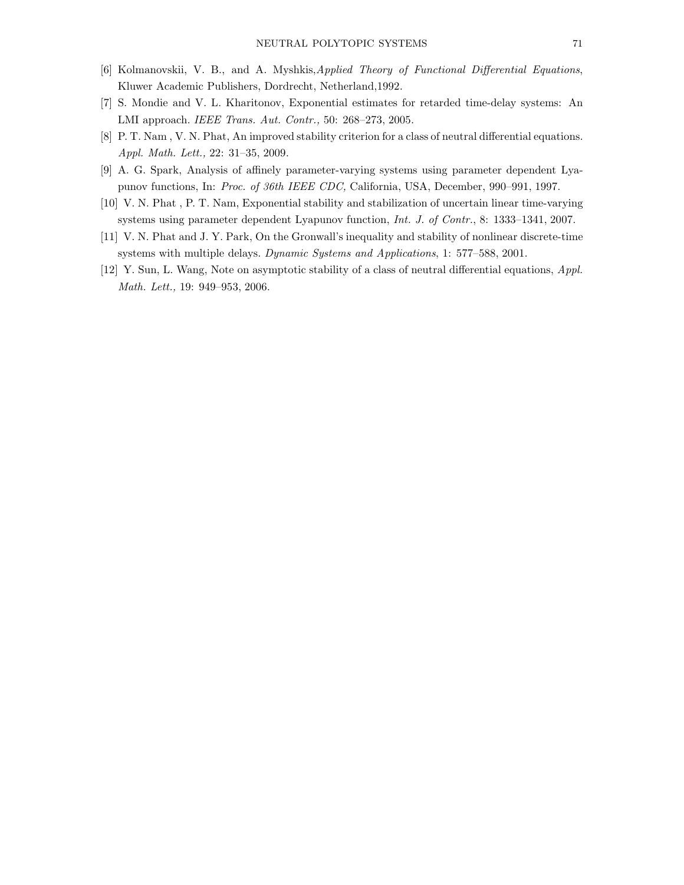[6] Kolmanovskii, V. B., and A. Myshkis,*Applied Theory of Functional Differential Equations*, Kluwer Academic Publishers, Dordrecht, Netherland,1992.

[7] S. Mondie and V. L. Kharitonov, Exponential estimates for retarded time-delay systems: An LMI approach. *IEEE Trans. Aut. Contr.,* 50: 268–273, 2005.

[8] P. T. Nam , V. N. Phat, An improved stability criterion for a class of neutral differential equations. *Appl. Math. Lett.,* 22: 31–35, 2009.

[9] A. G. Spark, Analysis of affinely parameter-varying systems using parameter dependent Lyapunov functions, In: *Proc. of 36th IEEE CDC,* California, USA, December, 990–991, 1997.

[10] V. N. Phat , P. T. Nam, Exponential stability and stabilization of uncertain linear time-varying systems using parameter dependent Lyapunov function, *Int. J. of Contr.*, 8: 1333–1341, 2007.

[11] V. N. Phat and J. Y. Park, On the Gronwall's inequality and stability of nonlinear discrete-time systems with multiple delays. *Dynamic Systems and Applications*, 1: 577–588, 2001.

[12] Y. Sun, L. Wang, Note on asymptotic stability of a class of neutral differential equations, *Appl. Math. Lett.,* 19: 949–953, 2006.